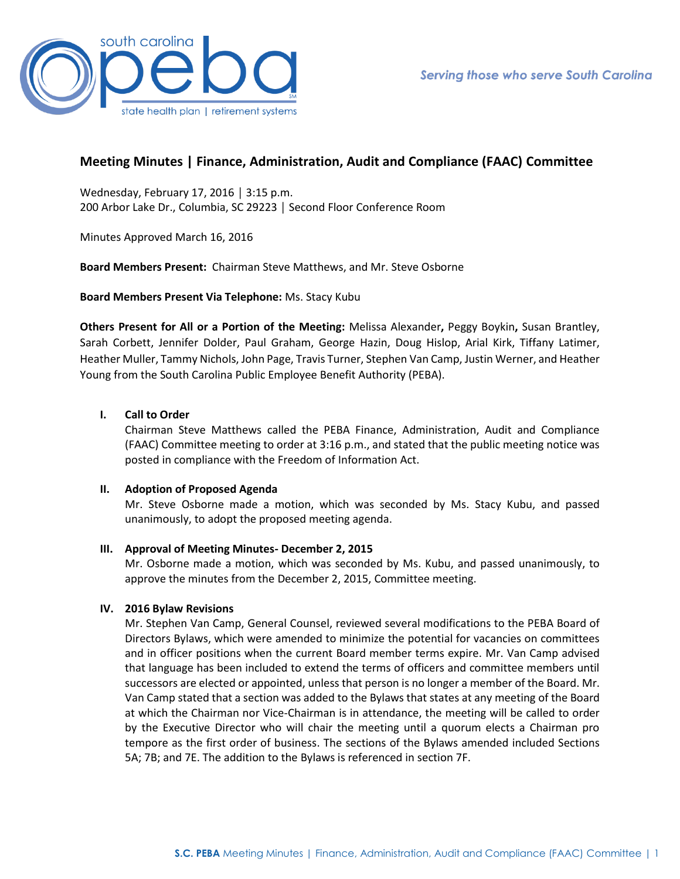# Meeting Minutes | Finance, Administration, Audit and Compliance (FAAC) Committee

Wednesday, February 17, 2016 │ 3:15 p.m.
200 Arbor Lake Dr., Columbia, SC 29223 │ Second Floor Conference Room

Minutes Approved March 16, 2016

**Board Members Present:** Chairman Steve Matthews, and Mr. Steve Osborne

**Board Members Present Via Telephone:** Ms. Stacy Kubu

**Others Present for All or a Portion of the Meeting:** Melissa Alexander**,** Peggy Boykin**,** Susan Brantley, Sarah Corbett, Jennifer Dolder, Paul Graham, George Hazin, Doug Hislop, Arial Kirk, Tiffany Latimer, Heather Muller, Tammy Nichols, John Page, Travis Turner, Stephen Van Camp, Justin Werner, and Heather Young from the South Carolina Public Employee Benefit Authority (PEBA).

## I. Call to Order

Chairman Steve Matthews called the PEBA Finance, Administration, Audit and Compliance (FAAC) Committee meeting to order at 3:16 p.m., and stated that the public meeting notice was posted in compliance with the Freedom of Information Act.

## II. Adoption of Proposed Agenda

Mr. Steve Osborne made a motion, which was seconded by Ms. Stacy Kubu, and passed unanimously, to adopt the proposed meeting agenda.

## III. Approval of Meeting Minutes- December 2, 2015

Mr. Osborne made a motion, which was seconded by Ms. Kubu, and passed unanimously, to approve the minutes from the December 2, 2015, Committee meeting.

## IV. 2016 Bylaw Revisions

Mr. Stephen Van Camp, General Counsel, reviewed several modifications to the PEBA Board of Directors Bylaws, which were amended to minimize the potential for vacancies on committees and in officer positions when the current Board member terms expire. Mr. Van Camp advised that language has been included to extend the terms of officers and committee members until successors are elected or appointed, unless that person is no longer a member of the Board. Mr. Van Camp stated that a section was added to the Bylaws that states at any meeting of the Board at which the Chairman nor Vice-Chairman is in attendance, the meeting will be called to order by the Executive Director who will chair the meeting until a quorum elects a Chairman pro tempore as the first order of business. The sections of the Bylaws amended included Sections 5A; 7B; and 7E. The addition to the Bylaws is referenced in section 7F.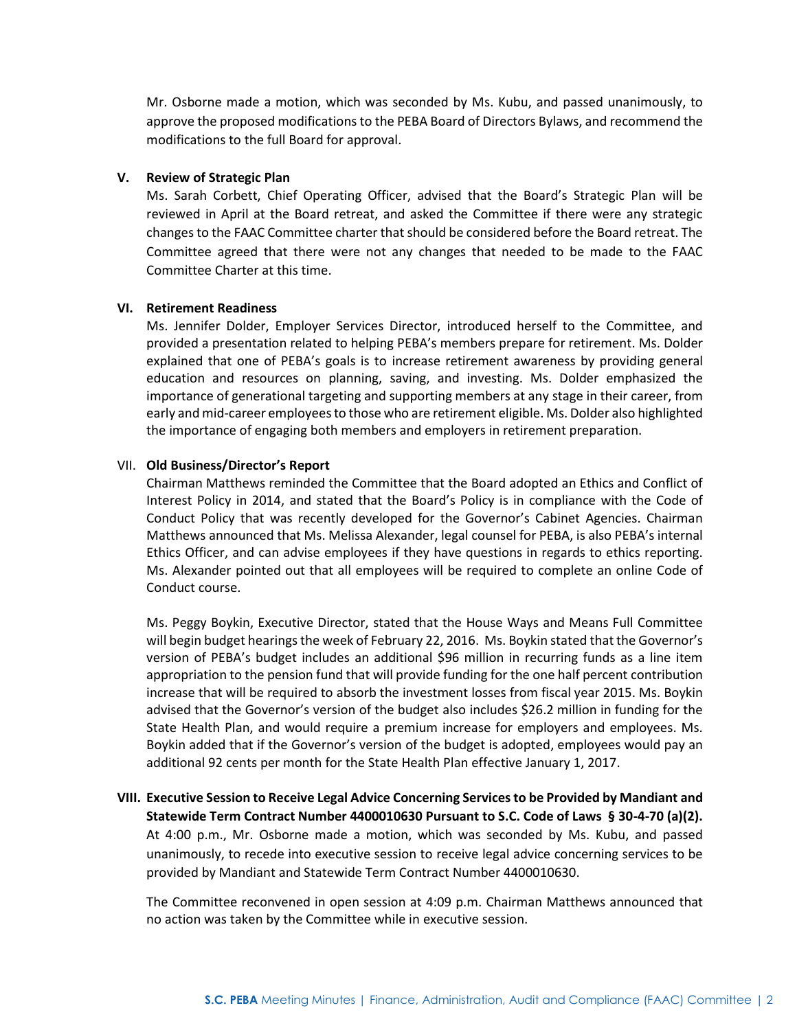Mr. Osborne made a motion, which was seconded by Ms. Kubu, and passed unanimously, to approve the proposed modifications to the PEBA Board of Directors Bylaws, and recommend the modifications to the full Board for approval.

**V. Review of Strategic Plan**

Ms. Sarah Corbett, Chief Operating Officer, advised that the Board's Strategic Plan will be reviewed in April at the Board retreat, and asked the Committee if there were any strategic changes to the FAAC Committee charter that should be considered before the Board retreat. The Committee agreed that there were not any changes that needed to be made to the FAAC Committee Charter at this time.

**VI. Retirement Readiness**

Ms. Jennifer Dolder, Employer Services Director, introduced herself to the Committee, and provided a presentation related to helping PEBA's members prepare for retirement. Ms. Dolder explained that one of PEBA's goals is to increase retirement awareness by providing general education and resources on planning, saving, and investing. Ms. Dolder emphasized the importance of generational targeting and supporting members at any stage in their career, from early and mid-career employees to those who are retirement eligible. Ms. Dolder also highlighted the importance of engaging both members and employers in retirement preparation.

VII. **Old Business/Director's Report**

Chairman Matthews reminded the Committee that the Board adopted an Ethics and Conflict of Interest Policy in 2014, and stated that the Board's Policy is in compliance with the Code of Conduct Policy that was recently developed for the Governor's Cabinet Agencies. Chairman Matthews announced that Ms. Melissa Alexander, legal counsel for PEBA, is also PEBA's internal Ethics Officer, and can advise employees if they have questions in regards to ethics reporting. Ms. Alexander pointed out that all employees will be required to complete an online Code of Conduct course.

Ms. Peggy Boykin, Executive Director, stated that the House Ways and Means Full Committee will begin budget hearings the week of February 22, 2016. Ms. Boykin stated that the Governor's version of PEBA's budget includes an additional $96 million in recurring funds as a line item appropriation to the pension fund that will provide funding for the one half percent contribution increase that will be required to absorb the investment losses from fiscal year 2015. Ms. Boykin advised that the Governor's version of the budget also includes $26.2 million in funding for the State Health Plan, and would require a premium increase for employers and employees. Ms. Boykin added that if the Governor's version of the budget is adopted, employees would pay an additional 92 cents per month for the State Health Plan effective January 1, 2017.

**VIII. Executive Session to Receive Legal Advice Concerning Services to be Provided by Mandiant and Statewide Term Contract Number 4400010630 Pursuant to S.C. Code of Laws § 30-4-70 (a)(2).**

At 4:00 p.m., Mr. Osborne made a motion, which was seconded by Ms. Kubu, and passed unanimously, to recede into executive session to receive legal advice concerning services to be provided by Mandiant and Statewide Term Contract Number 4400010630.

The Committee reconvened in open session at 4:09 p.m. Chairman Matthews announced that no action was taken by the Committee while in executive session.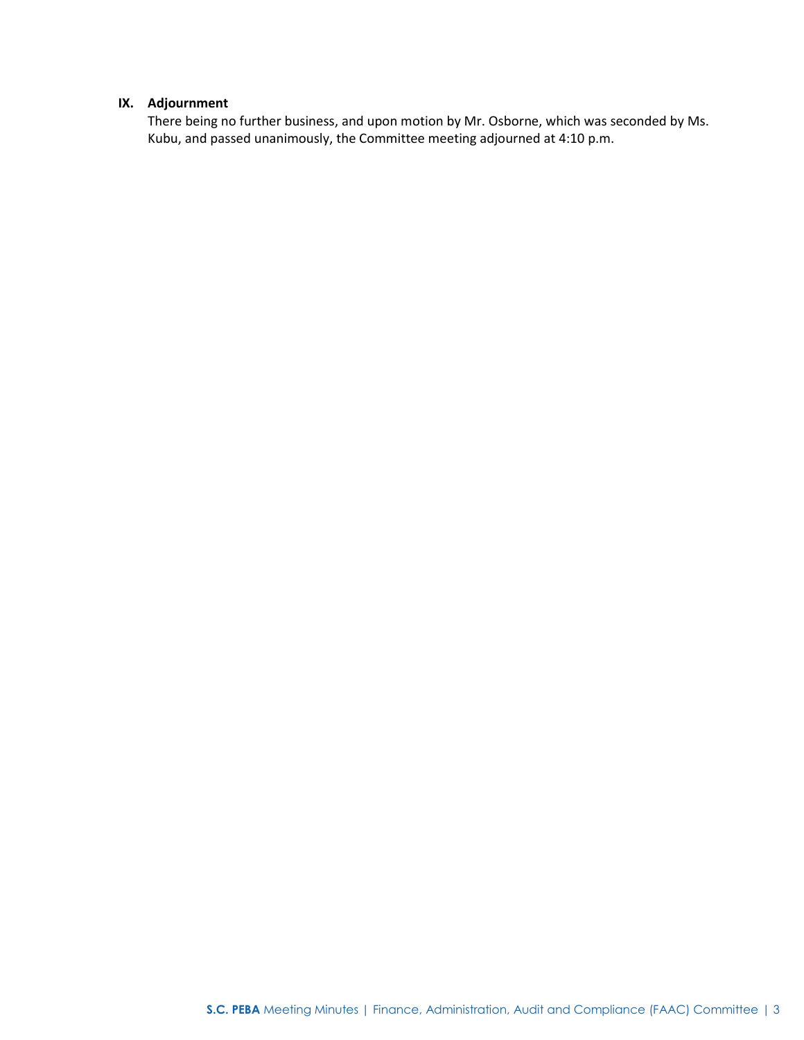### IX. Adjournment

There being no further business, and upon motion by Mr. Osborne, which was seconded by Ms. Kubu, and passed unanimously, the Committee meeting adjourned at 4:10 p.m.